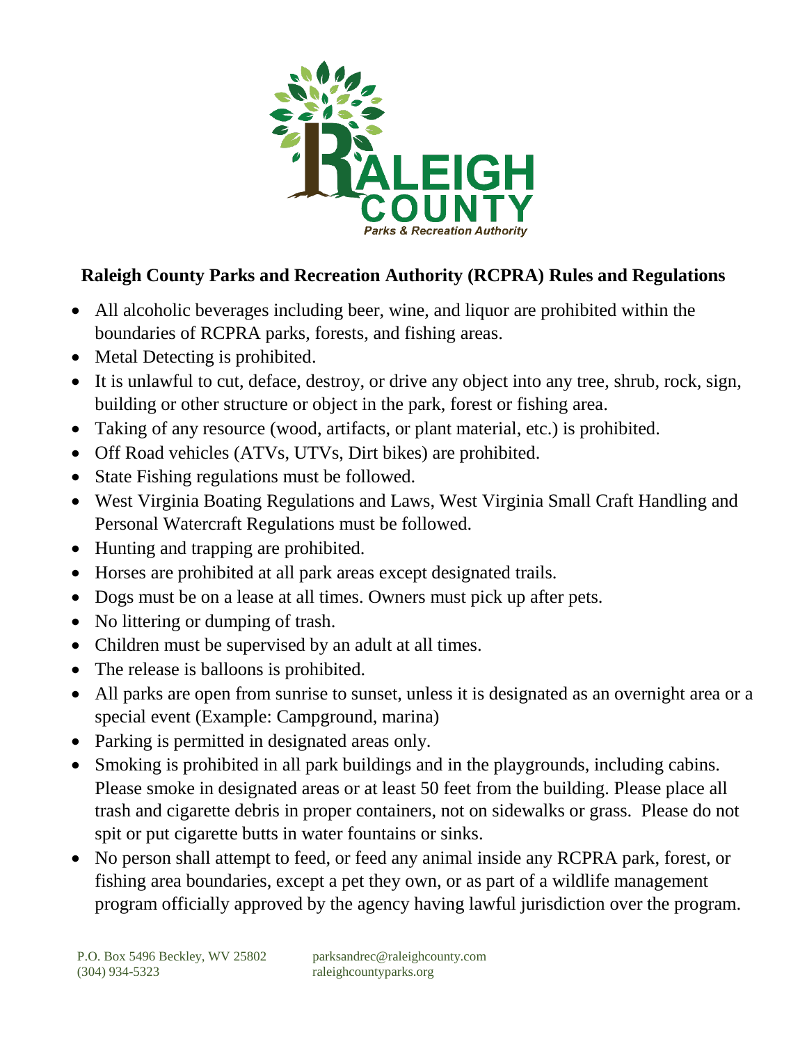# Raleigh County Parks and Recreation Authority (RCPRA) Rules and Regulations

- All alcoholic beverages including beer, wine, and liquor are prohibited within the boundaries of RCPRA parks, forests, and fishing areas.
- Metal Detecting is prohibited.
- It is unlawful to cut, deface, destroy, or drive any object into any tree, shrub, rock, sign, building or other structure or object in the park, forest or fishing area.
- Taking of any resource (wood, artifacts, or plant material, etc.) is prohibited.
- Off Road vehicles (ATVs, UTVs, Dirt bikes) are prohibited.
- State Fishing regulations must be followed.
- West Virginia Boating Regulations and Laws, West Virginia Small Craft Handling and Personal Watercraft Regulations must be followed.
- Hunting and trapping are prohibited.
- Horses are prohibited at all park areas except designated trails.
- Dogs must be on a lease at all times. Owners must pick up after pets.
- No littering or dumping of trash.
- Children must be supervised by an adult at all times.
- The release is balloons is prohibited.
- All parks are open from sunrise to sunset, unless it is designated as an overnight area or a special event (Example: Campground, marina)
- Parking is permitted in designated areas only.
- Smoking is prohibited in all park buildings and in the playgrounds, including cabins. Please smoke in designated areas or at least 50 feet from the building. Please place all trash and cigarette debris in proper containers, not on sidewalks or grass. Please do not spit or put cigarette butts in water fountains or sinks.
- No person shall attempt to feed, or feed any animal inside any RCPRA park, forest, or fishing area boundaries, except a pet they own, or as part of a wildlife management program officially approved by the agency having lawful jurisdiction over the program.

P.O. Box 5496 Beckley, WV 25802
(304) 934-5323

parksandrec@raleighcounty.com
raleighcountyparks.org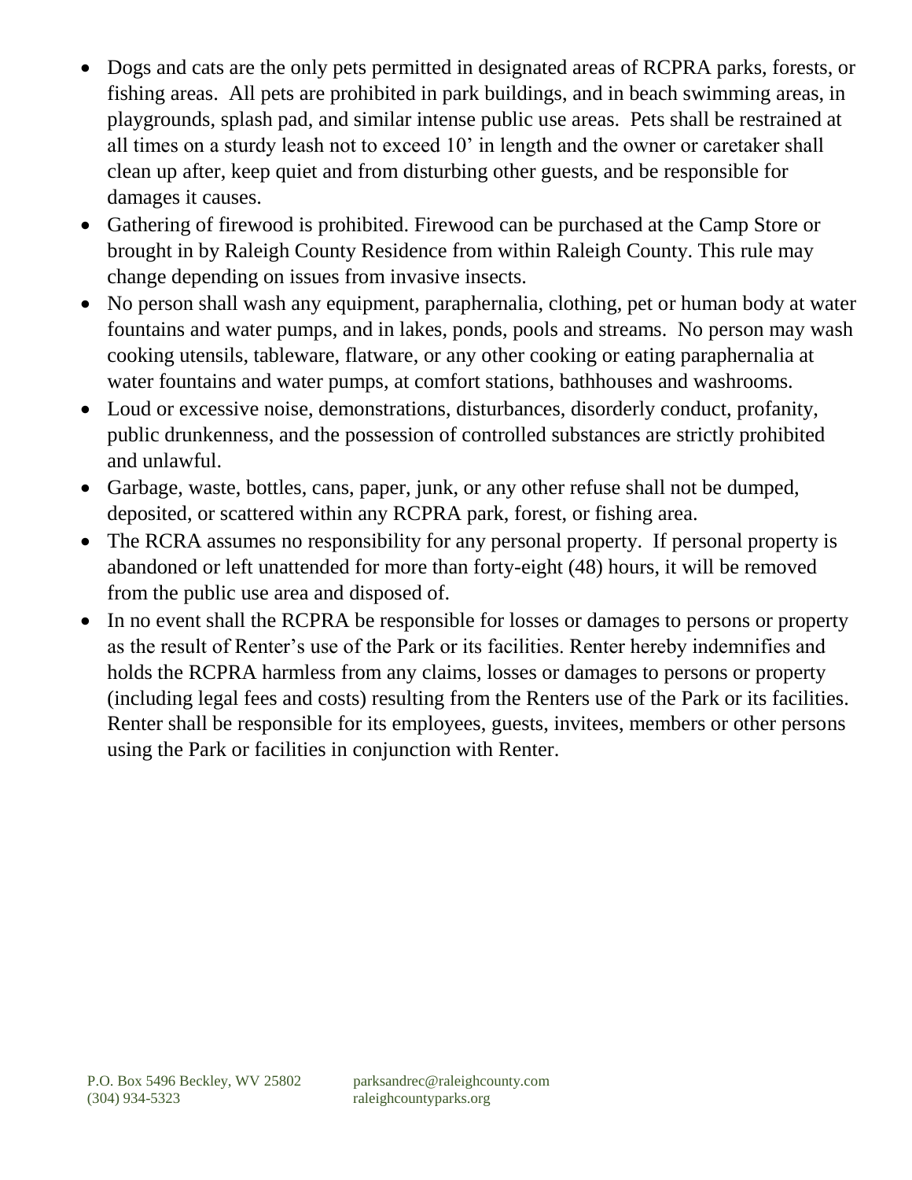- Dogs and cats are the only pets permitted in designated areas of RCPRA parks, forests, or fishing areas. All pets are prohibited in park buildings, and in beach swimming areas, in playgrounds, splash pad, and similar intense public use areas. Pets shall be restrained at all times on a sturdy leash not to exceed 10' in length and the owner or caretaker shall clean up after, keep quiet and from disturbing other guests, and be responsible for damages it causes.
- Gathering of firewood is prohibited. Firewood can be purchased at the Camp Store or brought in by Raleigh County Residence from within Raleigh County. This rule may change depending on issues from invasive insects.
- No person shall wash any equipment, paraphernalia, clothing, pet or human body at water fountains and water pumps, and in lakes, ponds, pools and streams. No person may wash cooking utensils, tableware, flatware, or any other cooking or eating paraphernalia at water fountains and water pumps, at comfort stations, bathhouses and washrooms.
- Loud or excessive noise, demonstrations, disturbances, disorderly conduct, profanity, public drunkenness, and the possession of controlled substances are strictly prohibited and unlawful.
- Garbage, waste, bottles, cans, paper, junk, or any other refuse shall not be dumped, deposited, or scattered within any RCPRA park, forest, or fishing area.
- The RCRA assumes no responsibility for any personal property. If personal property is abandoned or left unattended for more than forty-eight (48) hours, it will be removed from the public use area and disposed of.
- In no event shall the RCPRA be responsible for losses or damages to persons or property as the result of Renter's use of the Park or its facilities. Renter hereby indemnifies and holds the RCPRA harmless from any claims, losses or damages to persons or property (including legal fees and costs) resulting from the Renters use of the Park or its facilities. Renter shall be responsible for its employees, guests, invitees, members or other persons using the Park or facilities in conjunction with Renter.

P.O. Box 5496 Beckley, WV 25802
(304) 934-5323

parksandrec@raleighcounty.com
raleighcountyparks.org